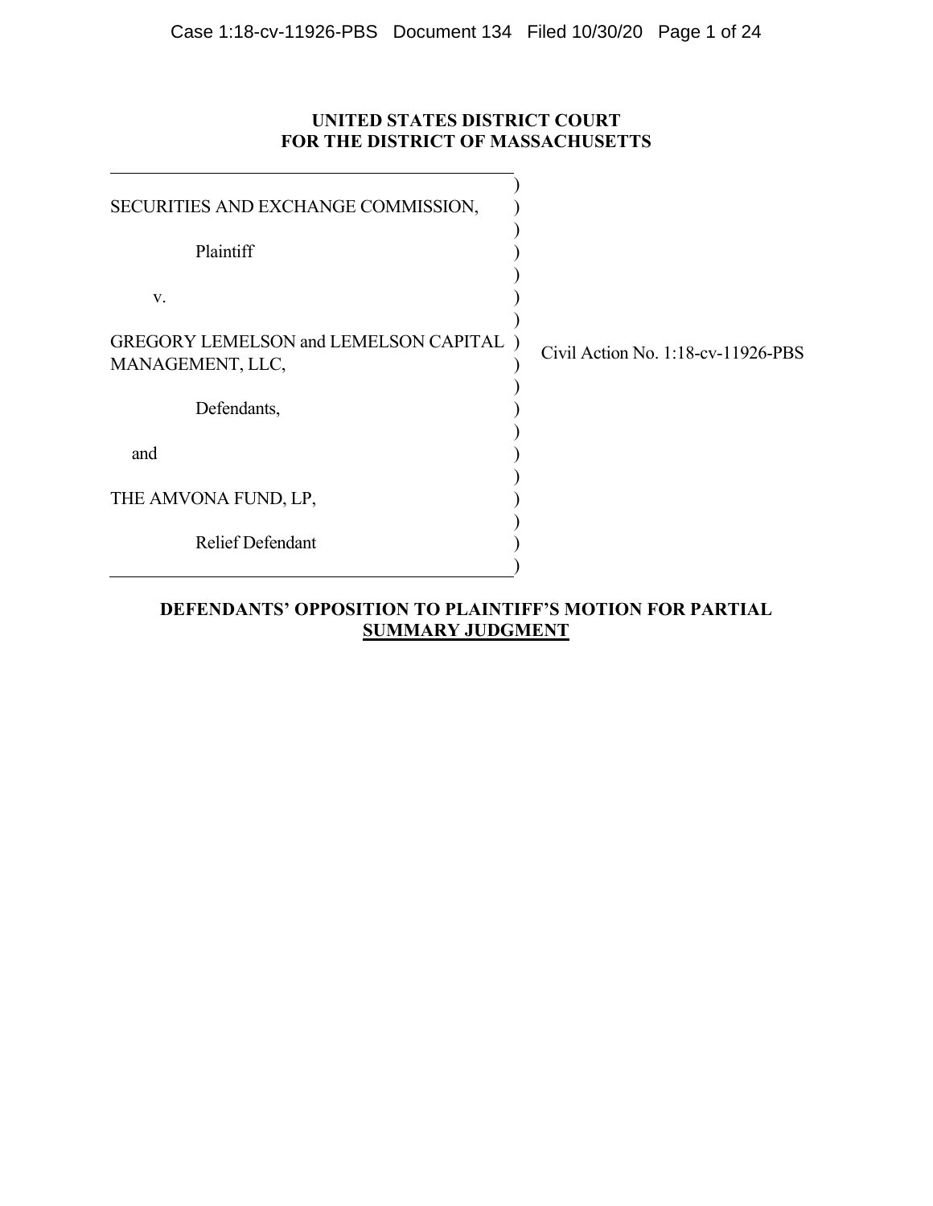**UNITED STATES DISTRICT COURT**
**FOR THE DISTRICT OF MASSACHUSETTS**

| | |
|---|---|
| SECURITIES AND EXCHANGE COMMISSION,<br><br>Plaintiff<br><br>v.<br><br>GREGORY LEMELSON and LEMELSON CAPITAL MANAGEMENT, LLC,<br><br>Defendants,<br><br>and<br><br>THE AMVONA FUND, LP,<br><br>Relief Defendant | Civil Action No. 1:18-cv-11926-PBS |

**DEFENDANTS' OPPOSITION TO PLAINTIFF'S MOTION FOR PARTIAL SUMMARY JUDGMENT**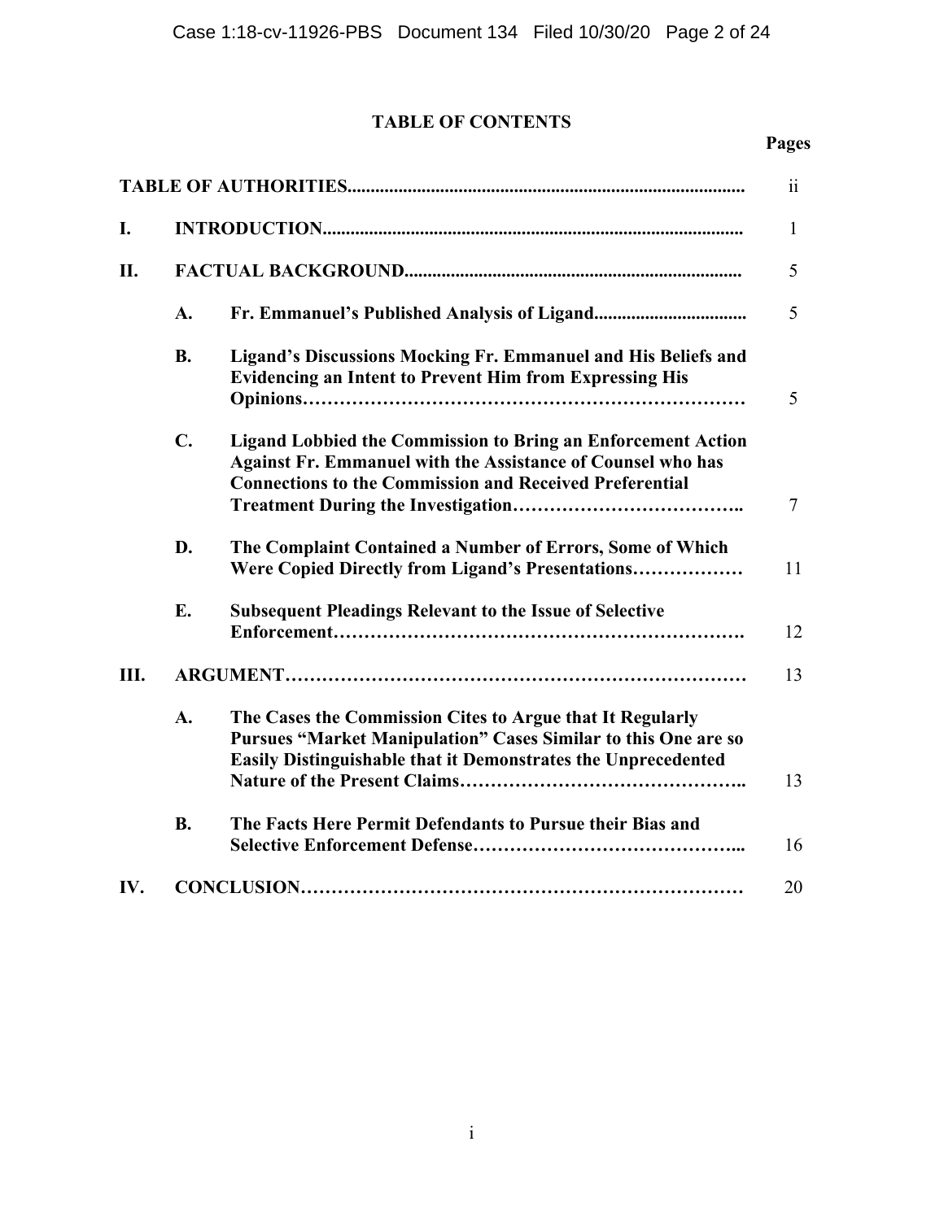## TABLE OF CONTENTS

| | | Pages |
|---|---|---|
| **TABLE OF AUTHORITIES** | | ii |
| **I.** | **INTRODUCTION** | 1 |
| **II.** | **FACTUAL BACKGROUND** | 5 |
| | **A. Fr. Emmanuel's Published Analysis of Ligand** | 5 |
| | **B. Ligand's Discussions Mocking Fr. Emmanuel and His Beliefs and Evidencing an Intent to Prevent Him from Expressing His Opinions** | 5 |
| | **C. Ligand Lobbied the Commission to Bring an Enforcement Action Against Fr. Emmanuel with the Assistance of Counsel who has Connections to the Commission and Received Preferential Treatment During the Investigation** | 7 |
| | **D. The Complaint Contained a Number of Errors, Some of Which Were Copied Directly from Ligand's Presentations** | 11 |
| | **E. Subsequent Pleadings Relevant to the Issue of Selective Enforcement** | 12 |
| **III.** | **ARGUMENT** | 13 |
| | **A. The Cases the Commission Cites to Argue that It Regularly Pursues "Market Manipulation" Cases Similar to this One are so Easily Distinguishable that it Demonstrates the Unprecedented Nature of the Present Claims** | 13 |
| | **B. The Facts Here Permit Defendants to Pursue their Bias and Selective Enforcement Defense** | 16 |
| **IV.** | **CONCLUSION** | 20 |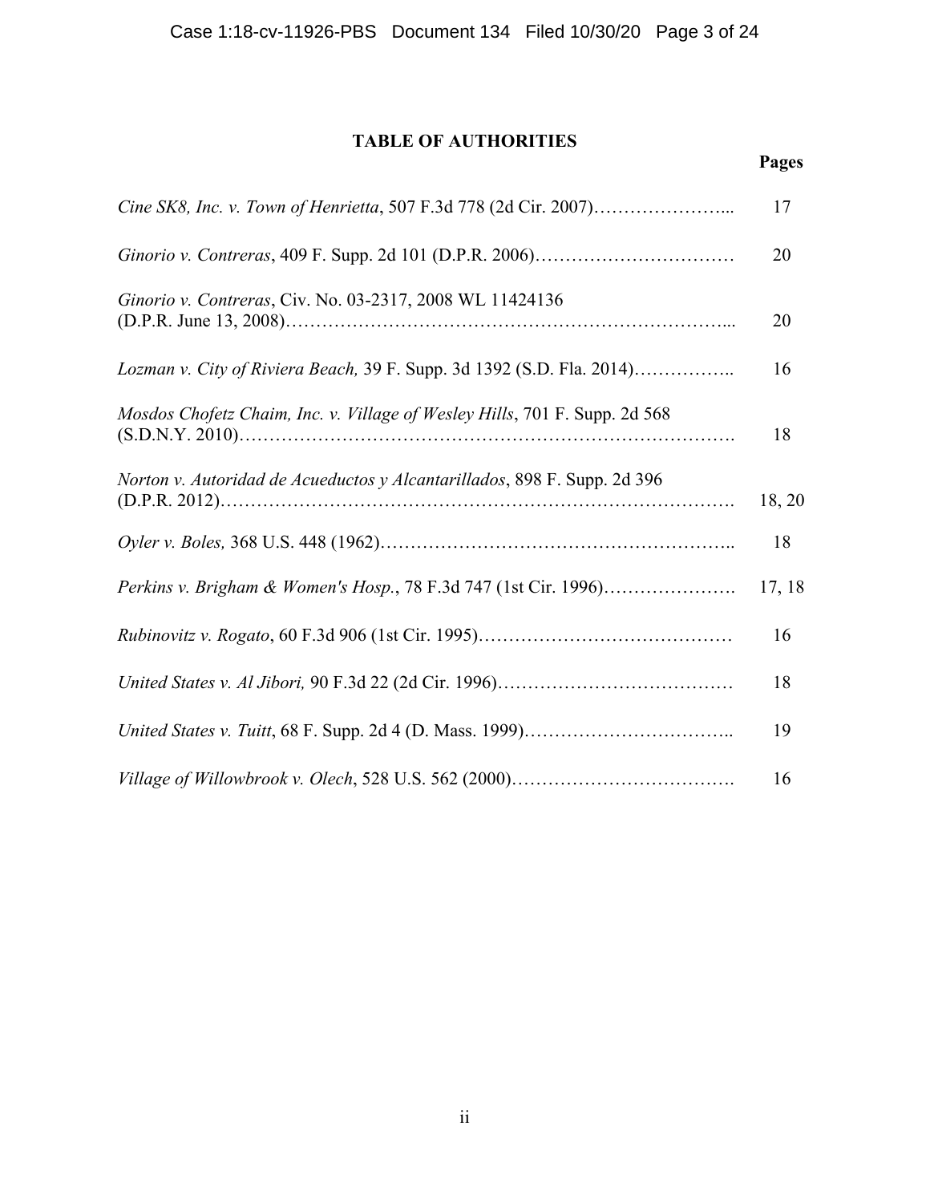# TABLE OF AUTHORITIES

| | Pages |
|---|---|
| *Cine SK8, Inc. v. Town of Henrietta*, 507 F.3d 778 (2d Cir. 2007) | 17 |
| *Ginorio v. Contreras*, 409 F. Supp. 2d 101 (D.P.R. 2006) | 20 |
| *Ginorio v. Contreras*, Civ. No. 03-2317, 2008 WL 11424136 (D.P.R. June 13, 2008) | 20 |
| *Lozman v. City of Riviera Beach,* 39 F. Supp. 3d 1392 (S.D. Fla. 2014) | 16 |
| *Mosdos Chofetz Chaim, Inc. v. Village of Wesley Hills*, 701 F. Supp. 2d 568 (S.D.N.Y. 2010) | 18 |
| *Norton v. Autoridad de Acueductos y Alcantarillados*, 898 F. Supp. 2d 396 (D.P.R. 2012) | 18, 20 |
| *Oyler v. Boles,* 368 U.S. 448 (1962) | 18 |
| *Perkins v. Brigham & Women's Hosp.*, 78 F.3d 747 (1st Cir. 1996) | 17, 18 |
| *Rubinovitz v. Rogato*, 60 F.3d 906 (1st Cir. 1995) | 16 |
| *United States v. Al Jibori,* 90 F.3d 22 (2d Cir. 1996) | 18 |
| *United States v. Tuitt*, 68 F. Supp. 2d 4 (D. Mass. 1999) | 19 |
| *Village of Willowbrook v. Olech*, 528 U.S. 562 (2000) | 16 |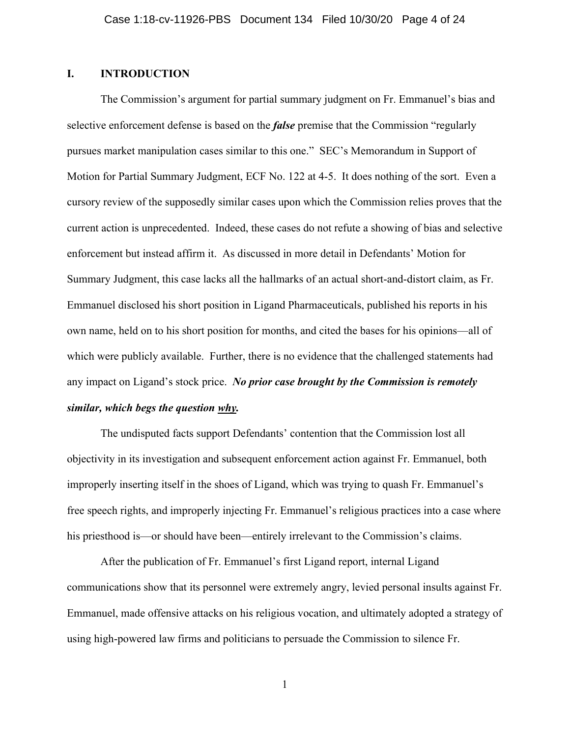## I. INTRODUCTION

The Commission's argument for partial summary judgment on Fr. Emmanuel's bias and selective enforcement defense is based on the ***false*** premise that the Commission "regularly pursues market manipulation cases similar to this one." SEC's Memorandum in Support of Motion for Partial Summary Judgment, ECF No. 122 at 4-5. It does nothing of the sort. Even a cursory review of the supposedly similar cases upon which the Commission relies proves that the current action is unprecedented. Indeed, these cases do not refute a showing of bias and selective enforcement but instead affirm it. As discussed in more detail in Defendants' Motion for Summary Judgment, this case lacks all the hallmarks of an actual short-and-distort claim, as Fr. Emmanuel disclosed his short position in Ligand Pharmaceuticals, published his reports in his own name, held on to his short position for months, and cited the bases for his opinions—all of which were publicly available. Further, there is no evidence that the challenged statements had any impact on Ligand's stock price. ***No prior case brought by the Commission is remotely similar, which begs the question <u>why</u>.***

The undisputed facts support Defendants' contention that the Commission lost all objectivity in its investigation and subsequent enforcement action against Fr. Emmanuel, both improperly inserting itself in the shoes of Ligand, which was trying to quash Fr. Emmanuel's free speech rights, and improperly injecting Fr. Emmanuel's religious practices into a case where his priesthood is—or should have been—entirely irrelevant to the Commission's claims.

After the publication of Fr. Emmanuel's first Ligand report, internal Ligand communications show that its personnel were extremely angry, levied personal insults against Fr. Emmanuel, made offensive attacks on his religious vocation, and ultimately adopted a strategy of using high-powered law firms and politicians to persuade the Commission to silence Fr.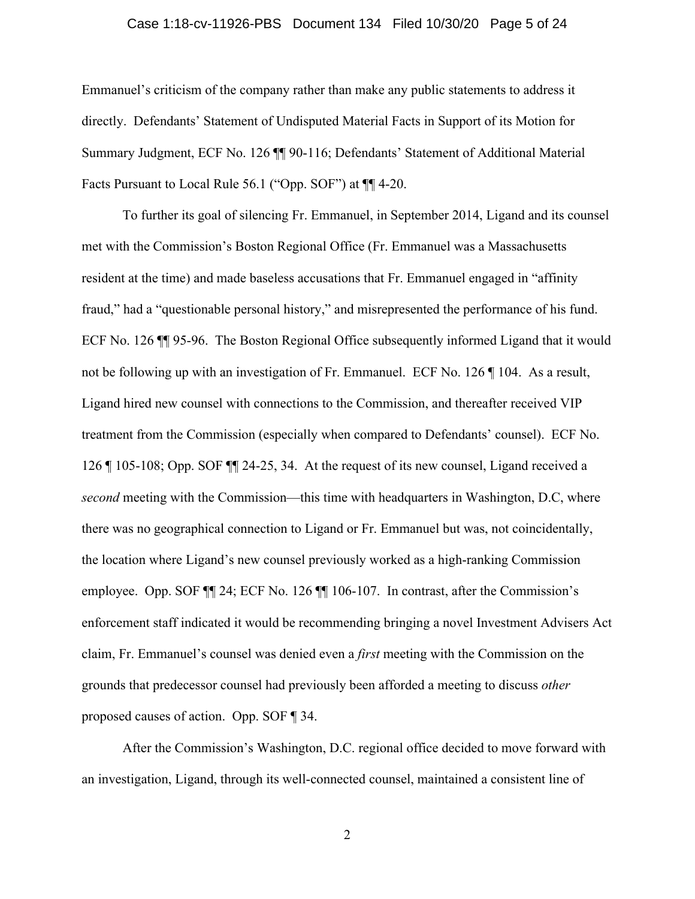Emmanuel's criticism of the company rather than make any public statements to address it directly. Defendants' Statement of Undisputed Material Facts in Support of its Motion for Summary Judgment, ECF No. 126 ¶¶ 90-116; Defendants' Statement of Additional Material Facts Pursuant to Local Rule 56.1 ("Opp. SOF") at ¶¶ 4-20.

To further its goal of silencing Fr. Emmanuel, in September 2014, Ligand and its counsel met with the Commission's Boston Regional Office (Fr. Emmanuel was a Massachusetts resident at the time) and made baseless accusations that Fr. Emmanuel engaged in "affinity fraud," had a "questionable personal history," and misrepresented the performance of his fund. ECF No. 126 ¶¶ 95-96. The Boston Regional Office subsequently informed Ligand that it would not be following up with an investigation of Fr. Emmanuel. ECF No. 126 ¶ 104. As a result, Ligand hired new counsel with connections to the Commission, and thereafter received VIP treatment from the Commission (especially when compared to Defendants' counsel). ECF No. 126 ¶ 105-108; Opp. SOF ¶¶ 24-25, 34. At the request of its new counsel, Ligand received a *second* meeting with the Commission—this time with headquarters in Washington, D.C, where there was no geographical connection to Ligand or Fr. Emmanuel but was, not coincidentally, the location where Ligand's new counsel previously worked as a high-ranking Commission employee. Opp. SOF ¶¶ 24; ECF No. 126 ¶¶ 106-107. In contrast, after the Commission's enforcement staff indicated it would be recommending bringing a novel Investment Advisers Act claim, Fr. Emmanuel's counsel was denied even a *first* meeting with the Commission on the grounds that predecessor counsel had previously been afforded a meeting to discuss *other* proposed causes of action. Opp. SOF ¶ 34.

After the Commission's Washington, D.C. regional office decided to move forward with an investigation, Ligand, through its well-connected counsel, maintained a consistent line of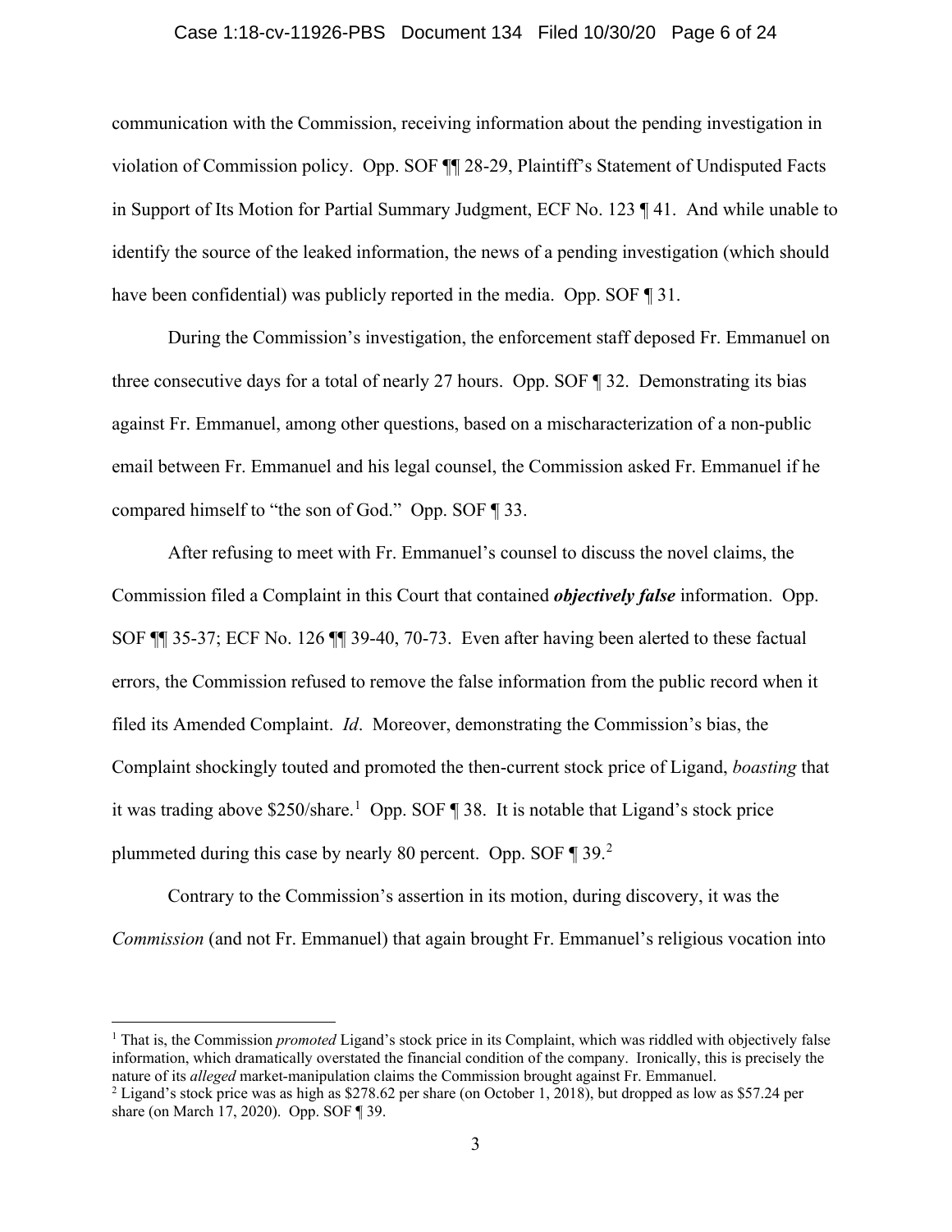communication with the Commission, receiving information about the pending investigation in violation of Commission policy. Opp. SOF ¶¶ 28-29, Plaintiff's Statement of Undisputed Facts in Support of Its Motion for Partial Summary Judgment, ECF No. 123 ¶ 41. And while unable to identify the source of the leaked information, the news of a pending investigation (which should have been confidential) was publicly reported in the media. Opp. SOF ¶ 31.

During the Commission's investigation, the enforcement staff deposed Fr. Emmanuel on three consecutive days for a total of nearly 27 hours. Opp. SOF ¶ 32. Demonstrating its bias against Fr. Emmanuel, among other questions, based on a mischaracterization of a non-public email between Fr. Emmanuel and his legal counsel, the Commission asked Fr. Emmanuel if he compared himself to "the son of God." Opp. SOF ¶ 33.

After refusing to meet with Fr. Emmanuel's counsel to discuss the novel claims, the Commission filed a Complaint in this Court that contained ***objectively false*** information. Opp. SOF ¶¶ 35-37; ECF No. 126 ¶¶ 39-40, 70-73. Even after having been alerted to these factual errors, the Commission refused to remove the false information from the public record when it filed its Amended Complaint. *Id*. Moreover, demonstrating the Commission's bias, the Complaint shockingly touted and promoted the then-current stock price of Ligand, *boasting* that it was trading above $250/share.[1] Opp. SOF ¶ 38. It is notable that Ligand's stock price plummeted during this case by nearly 80 percent. Opp. SOF ¶ 39.[2]

Contrary to the Commission's assertion in its motion, during discovery, it was the *Commission* (and not Fr. Emmanuel) that again brought Fr. Emmanuel's religious vocation into

---

[1] That is, the Commission *promoted* Ligand's stock price in its Complaint, which was riddled with objectively false information, which dramatically overstated the financial condition of the company. Ironically, this is precisely the nature of its *alleged* market-manipulation claims the Commission brought against Fr. Emmanuel.

[2] Ligand's stock price was as high as $278.62 per share (on October 1, 2018), but dropped as low as $57.24 per share (on March 17, 2020). Opp. SOF ¶ 39.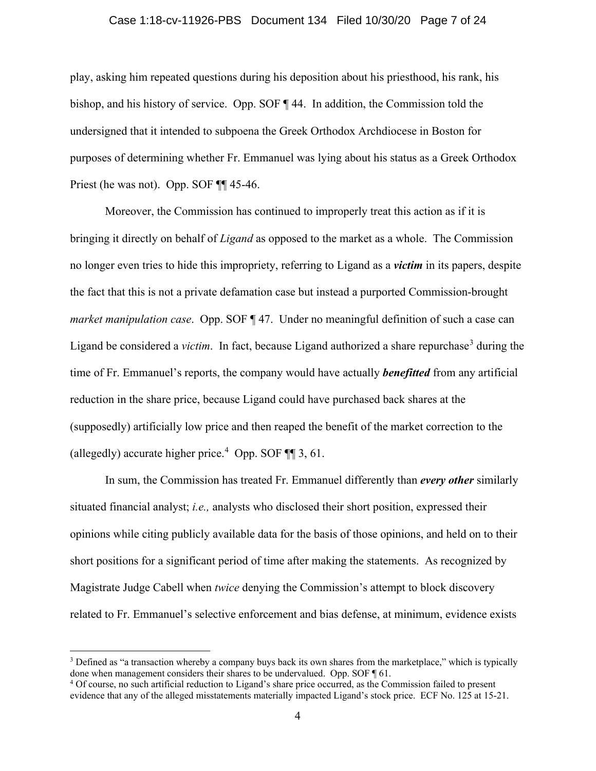play, asking him repeated questions during his deposition about his priesthood, his rank, his bishop, and his history of service. Opp. SOF ¶ 44. In addition, the Commission told the undersigned that it intended to subpoena the Greek Orthodox Archdiocese in Boston for purposes of determining whether Fr. Emmanuel was lying about his status as a Greek Orthodox Priest (he was not). Opp. SOF ¶¶ 45-46.

Moreover, the Commission has continued to improperly treat this action as if it is bringing it directly on behalf of *Ligand* as opposed to the market as a whole. The Commission no longer even tries to hide this impropriety, referring to Ligand as a ***victim*** in its papers, despite the fact that this is not a private defamation case but instead a purported Commission-brought *market manipulation case*. Opp. SOF ¶ 47. Under no meaningful definition of such a case can Ligand be considered a *victim*. In fact, because Ligand authorized a share repurchase[3] during the time of Fr. Emmanuel's reports, the company would have actually ***benefitted*** from any artificial reduction in the share price, because Ligand could have purchased back shares at the (supposedly) artificially low price and then reaped the benefit of the market correction to the (allegedly) accurate higher price.[4] Opp. SOF ¶¶ 3, 61.

In sum, the Commission has treated Fr. Emmanuel differently than ***every other*** similarly situated financial analyst; *i.e.,* analysts who disclosed their short position, expressed their opinions while citing publicly available data for the basis of those opinions, and held on to their short positions for a significant period of time after making the statements. As recognized by Magistrate Judge Cabell when *twice* denying the Commission's attempt to block discovery related to Fr. Emmanuel's selective enforcement and bias defense, at minimum, evidence exists

---

[3] Defined as "a transaction whereby a company buys back its own shares from the marketplace," which is typically done when management considers their shares to be undervalued. Opp. SOF ¶ 61.

[4] Of course, no such artificial reduction to Ligand's share price occurred, as the Commission failed to present evidence that any of the alleged misstatements materially impacted Ligand's stock price. ECF No. 125 at 15-21.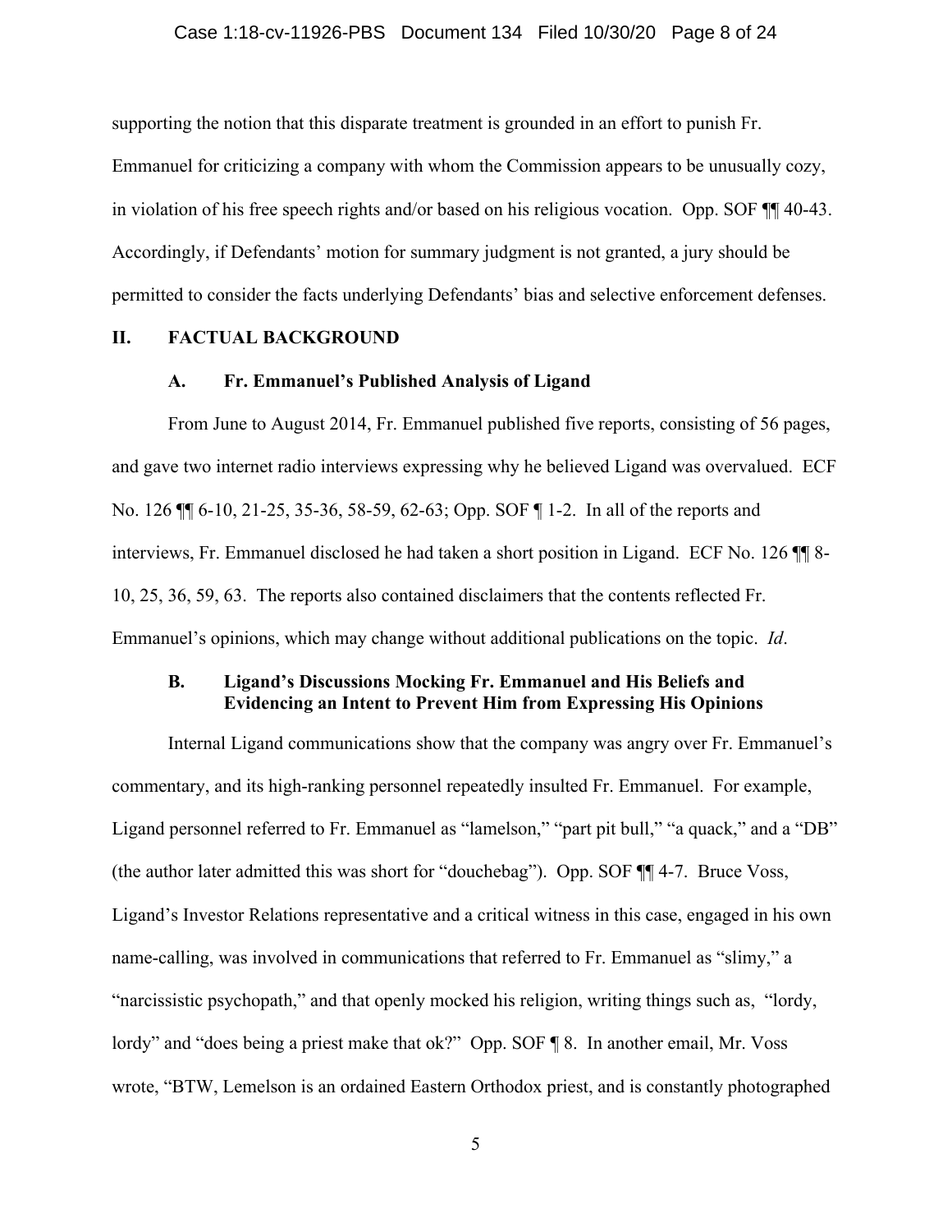supporting the notion that this disparate treatment is grounded in an effort to punish Fr. Emmanuel for criticizing a company with whom the Commission appears to be unusually cozy, in violation of his free speech rights and/or based on his religious vocation. Opp. SOF ¶¶ 40-43. Accordingly, if Defendants' motion for summary judgment is not granted, a jury should be permitted to consider the facts underlying Defendants' bias and selective enforcement defenses.

## II. FACTUAL BACKGROUND

### A. Fr. Emmanuel's Published Analysis of Ligand

From June to August 2014, Fr. Emmanuel published five reports, consisting of 56 pages, and gave two internet radio interviews expressing why he believed Ligand was overvalued. ECF No. 126 ¶¶ 6-10, 21-25, 35-36, 58-59, 62-63; Opp. SOF ¶ 1-2. In all of the reports and interviews, Fr. Emmanuel disclosed he had taken a short position in Ligand. ECF No. 126 ¶¶ 8-10, 25, 36, 59, 63. The reports also contained disclaimers that the contents reflected Fr. Emmanuel's opinions, which may change without additional publications on the topic. *Id*.

### B. Ligand's Discussions Mocking Fr. Emmanuel and His Beliefs and Evidencing an Intent to Prevent Him from Expressing His Opinions

Internal Ligand communications show that the company was angry over Fr. Emmanuel's commentary, and its high-ranking personnel repeatedly insulted Fr. Emmanuel. For example, Ligand personnel referred to Fr. Emmanuel as "lamelson," "part pit bull," "a quack," and a "DB" (the author later admitted this was short for "douchebag"). Opp. SOF ¶¶ 4-7. Bruce Voss, Ligand's Investor Relations representative and a critical witness in this case, engaged in his own name-calling, was involved in communications that referred to Fr. Emmanuel as "slimy," a "narcissistic psychopath," and that openly mocked his religion, writing things such as, "lordy, lordy" and "does being a priest make that ok?" Opp. SOF ¶ 8. In another email, Mr. Voss wrote, "BTW, Lemelson is an ordained Eastern Orthodox priest, and is constantly photographed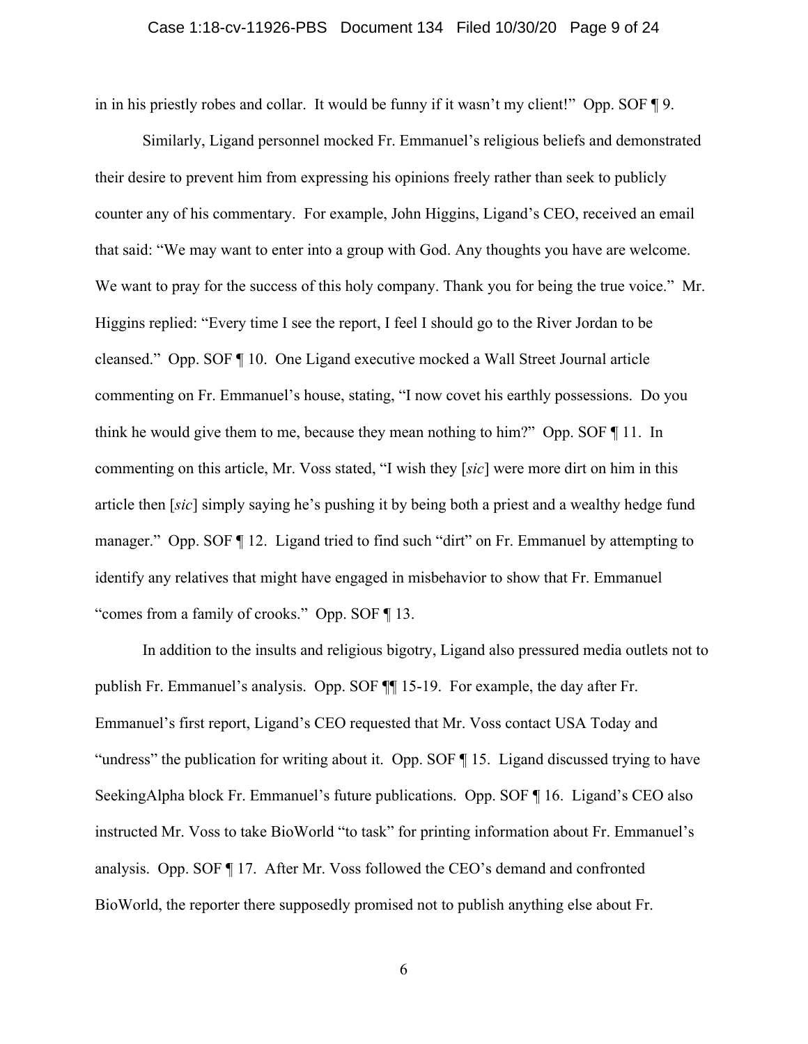in in his priestly robes and collar. It would be funny if it wasn't my client!" Opp. SOF ¶ 9.

Similarly, Ligand personnel mocked Fr. Emmanuel's religious beliefs and demonstrated their desire to prevent him from expressing his opinions freely rather than seek to publicly counter any of his commentary. For example, John Higgins, Ligand's CEO, received an email that said: "We may want to enter into a group with God. Any thoughts you have are welcome. We want to pray for the success of this holy company. Thank you for being the true voice." Mr. Higgins replied: "Every time I see the report, I feel I should go to the River Jordan to be cleansed." Opp. SOF ¶ 10. One Ligand executive mocked a Wall Street Journal article commenting on Fr. Emmanuel's house, stating, "I now covet his earthly possessions. Do you think he would give them to me, because they mean nothing to him?" Opp. SOF ¶ 11. In commenting on this article, Mr. Voss stated, "I wish they [*sic*] were more dirt on him in this article then [*sic*] simply saying he's pushing it by being both a priest and a wealthy hedge fund manager." Opp. SOF ¶ 12. Ligand tried to find such "dirt" on Fr. Emmanuel by attempting to identify any relatives that might have engaged in misbehavior to show that Fr. Emmanuel "comes from a family of crooks." Opp. SOF ¶ 13.

In addition to the insults and religious bigotry, Ligand also pressured media outlets not to publish Fr. Emmanuel's analysis. Opp. SOF ¶¶ 15-19. For example, the day after Fr. Emmanuel's first report, Ligand's CEO requested that Mr. Voss contact USA Today and "undress" the publication for writing about it. Opp. SOF ¶ 15. Ligand discussed trying to have SeekingAlpha block Fr. Emmanuel's future publications. Opp. SOF ¶ 16. Ligand's CEO also instructed Mr. Voss to take BioWorld "to task" for printing information about Fr. Emmanuel's analysis. Opp. SOF ¶ 17. After Mr. Voss followed the CEO's demand and confronted BioWorld, the reporter there supposedly promised not to publish anything else about Fr.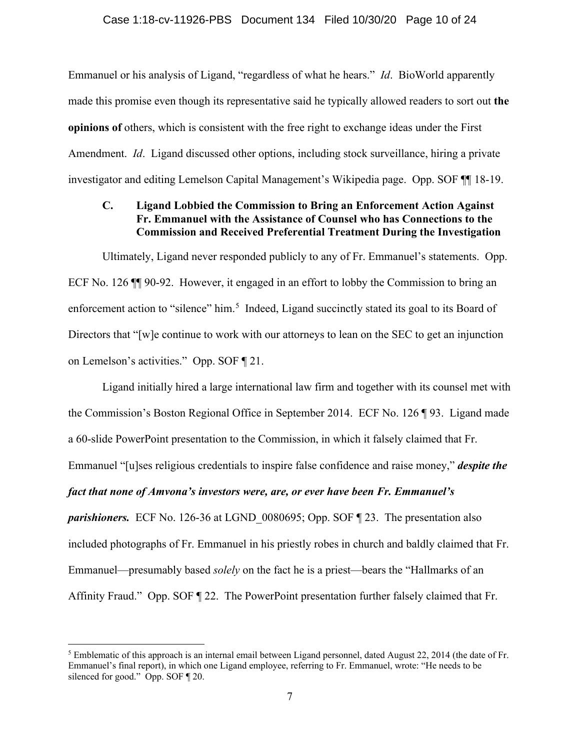Emmanuel or his analysis of Ligand, "regardless of what he hears." *Id*. BioWorld apparently made this promise even though its representative said he typically allowed readers to sort out **the opinions of** others, which is consistent with the free right to exchange ideas under the First Amendment. *Id*. Ligand discussed other options, including stock surveillance, hiring a private investigator and editing Lemelson Capital Management's Wikipedia page. Opp. SOF ¶¶ 18-19.

### C. Ligand Lobbied the Commission to Bring an Enforcement Action Against Fr. Emmanuel with the Assistance of Counsel who has Connections to the Commission and Received Preferential Treatment During the Investigation

Ultimately, Ligand never responded publicly to any of Fr. Emmanuel's statements. Opp. ECF No. 126 ¶¶ 90-92. However, it engaged in an effort to lobby the Commission to bring an enforcement action to "silence" him.[5] Indeed, Ligand succinctly stated its goal to its Board of Directors that "[w]e continue to work with our attorneys to lean on the SEC to get an injunction on Lemelson's activities." Opp. SOF ¶ 21.

Ligand initially hired a large international law firm and together with its counsel met with the Commission's Boston Regional Office in September 2014. ECF No. 126 ¶ 93. Ligand made a 60-slide PowerPoint presentation to the Commission, in which it falsely claimed that Fr. Emmanuel "[u]ses religious credentials to inspire false confidence and raise money," ***despite the fact that none of Amvona's investors were, are, or ever have been Fr. Emmanuel's parishioners.*** ECF No. 126-36 at LGND_0080695; Opp. SOF ¶ 23. The presentation also included photographs of Fr. Emmanuel in his priestly robes in church and baldly claimed that Fr. Emmanuel—presumably based *solely* on the fact he is a priest—bears the "Hallmarks of an Affinity Fraud." Opp. SOF ¶ 22. The PowerPoint presentation further falsely claimed that Fr.

---

[5] Emblematic of this approach is an internal email between Ligand personnel, dated August 22, 2014 (the date of Fr. Emmanuel's final report), in which one Ligand employee, referring to Fr. Emmanuel, wrote: "He needs to be silenced for good." Opp. SOF ¶ 20.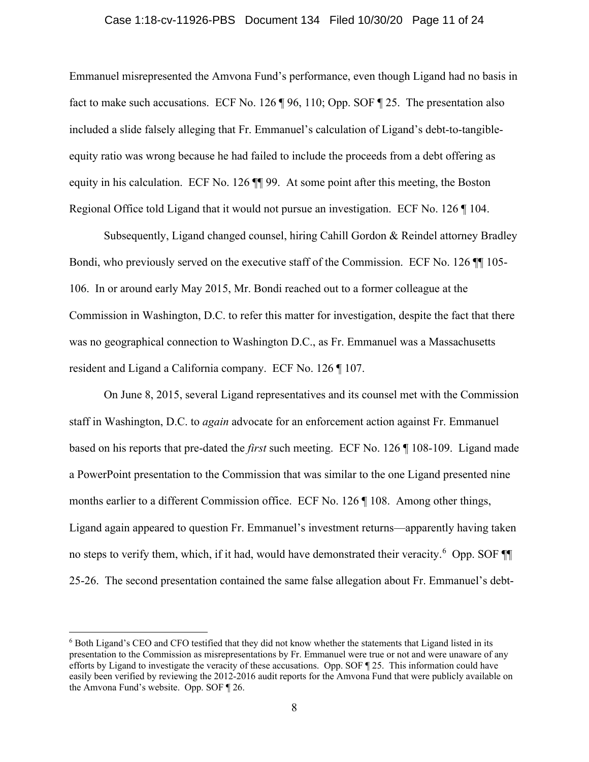Emmanuel misrepresented the Amvona Fund's performance, even though Ligand had no basis in fact to make such accusations. ECF No. 126 ¶ 96, 110; Opp. SOF ¶ 25. The presentation also included a slide falsely alleging that Fr. Emmanuel's calculation of Ligand's debt-to-tangible-equity ratio was wrong because he had failed to include the proceeds from a debt offering as equity in his calculation. ECF No. 126 ¶¶ 99. At some point after this meeting, the Boston Regional Office told Ligand that it would not pursue an investigation. ECF No. 126 ¶ 104.

Subsequently, Ligand changed counsel, hiring Cahill Gordon & Reindel attorney Bradley Bondi, who previously served on the executive staff of the Commission. ECF No. 126 ¶¶ 105-106. In or around early May 2015, Mr. Bondi reached out to a former colleague at the Commission in Washington, D.C. to refer this matter for investigation, despite the fact that there was no geographical connection to Washington D.C., as Fr. Emmanuel was a Massachusetts resident and Ligand a California company. ECF No. 126 ¶ 107.

On June 8, 2015, several Ligand representatives and its counsel met with the Commission staff in Washington, D.C. to *again* advocate for an enforcement action against Fr. Emmanuel based on his reports that pre-dated the *first* such meeting. ECF No. 126 ¶ 108-109. Ligand made a PowerPoint presentation to the Commission that was similar to the one Ligand presented nine months earlier to a different Commission office. ECF No. 126 ¶ 108. Among other things, Ligand again appeared to question Fr. Emmanuel's investment returns—apparently having taken no steps to verify them, which, if it had, would have demonstrated their veracity.[6] Opp. SOF ¶¶ 25-26. The second presentation contained the same false allegation about Fr. Emmanuel's debt-

[6] Both Ligand's CEO and CFO testified that they did not know whether the statements that Ligand listed in its presentation to the Commission as misrepresentations by Fr. Emmanuel were true or not and were unaware of any efforts by Ligand to investigate the veracity of these accusations. Opp. SOF ¶ 25. This information could have easily been verified by reviewing the 2012-2016 audit reports for the Amvona Fund that were publicly available on the Amvona Fund's website. Opp. SOF ¶ 26.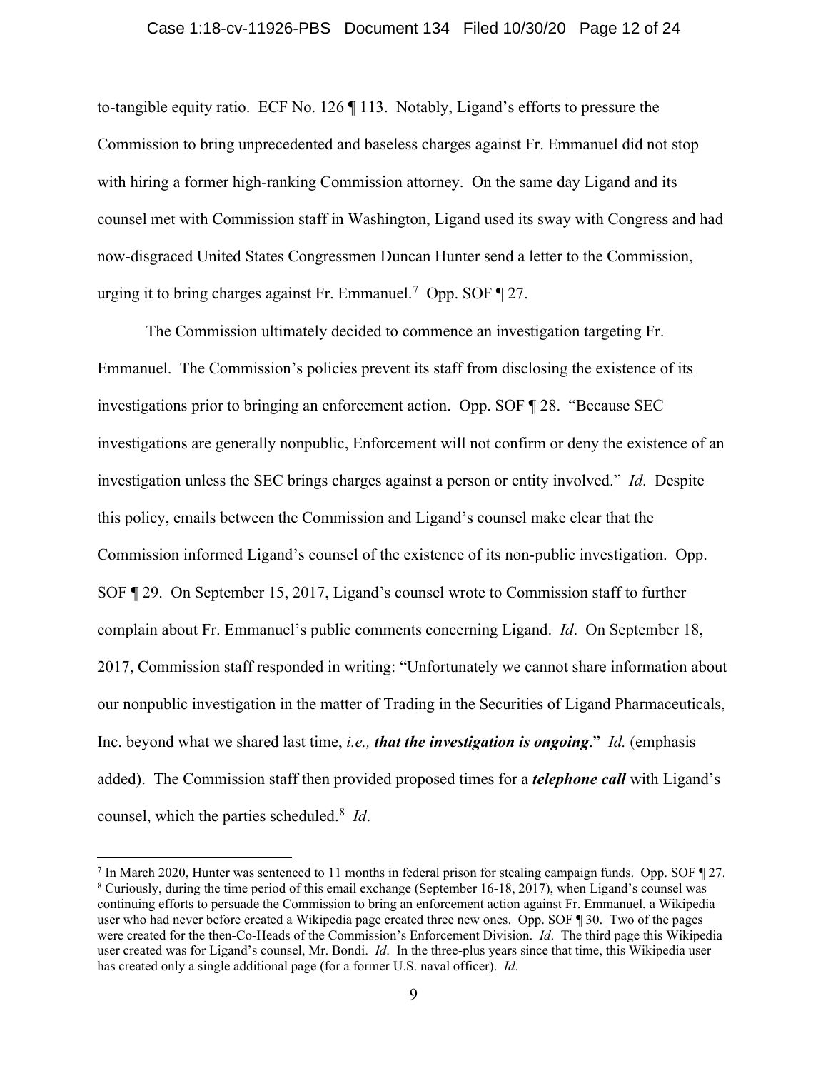to-tangible equity ratio. ECF No. 126 ¶ 113. Notably, Ligand's efforts to pressure the Commission to bring unprecedented and baseless charges against Fr. Emmanuel did not stop with hiring a former high-ranking Commission attorney. On the same day Ligand and its counsel met with Commission staff in Washington, Ligand used its sway with Congress and had now-disgraced United States Congressmen Duncan Hunter send a letter to the Commission, urging it to bring charges against Fr. Emmanuel.[7] Opp. SOF ¶ 27.

The Commission ultimately decided to commence an investigation targeting Fr. Emmanuel. The Commission's policies prevent its staff from disclosing the existence of its investigations prior to bringing an enforcement action. Opp. SOF ¶ 28. "Because SEC investigations are generally nonpublic, Enforcement will not confirm or deny the existence of an investigation unless the SEC brings charges against a person or entity involved." *Id*. Despite this policy, emails between the Commission and Ligand's counsel make clear that the Commission informed Ligand's counsel of the existence of its non-public investigation. Opp. SOF ¶ 29. On September 15, 2017, Ligand's counsel wrote to Commission staff to further complain about Fr. Emmanuel's public comments concerning Ligand. *Id*. On September 18, 2017, Commission staff responded in writing: "Unfortunately we cannot share information about our nonpublic investigation in the matter of Trading in the Securities of Ligand Pharmaceuticals, Inc. beyond what we shared last time, *i.e., **that the investigation is ongoing***." *Id.* (emphasis added). The Commission staff then provided proposed times for a ***telephone call*** with Ligand's counsel, which the parties scheduled.[8] *Id*.

---

[7] In March 2020, Hunter was sentenced to 11 months in federal prison for stealing campaign funds. Opp. SOF ¶ 27.

[8] Curiously, during the time period of this email exchange (September 16-18, 2017), when Ligand's counsel was continuing efforts to persuade the Commission to bring an enforcement action against Fr. Emmanuel, a Wikipedia user who had never before created a Wikipedia page created three new ones. Opp. SOF ¶ 30. Two of the pages were created for the then-Co-Heads of the Commission's Enforcement Division. *Id*. The third page this Wikipedia user created was for Ligand's counsel, Mr. Bondi. *Id*. In the three-plus years since that time, this Wikipedia user has created only a single additional page (for a former U.S. naval officer). *Id*.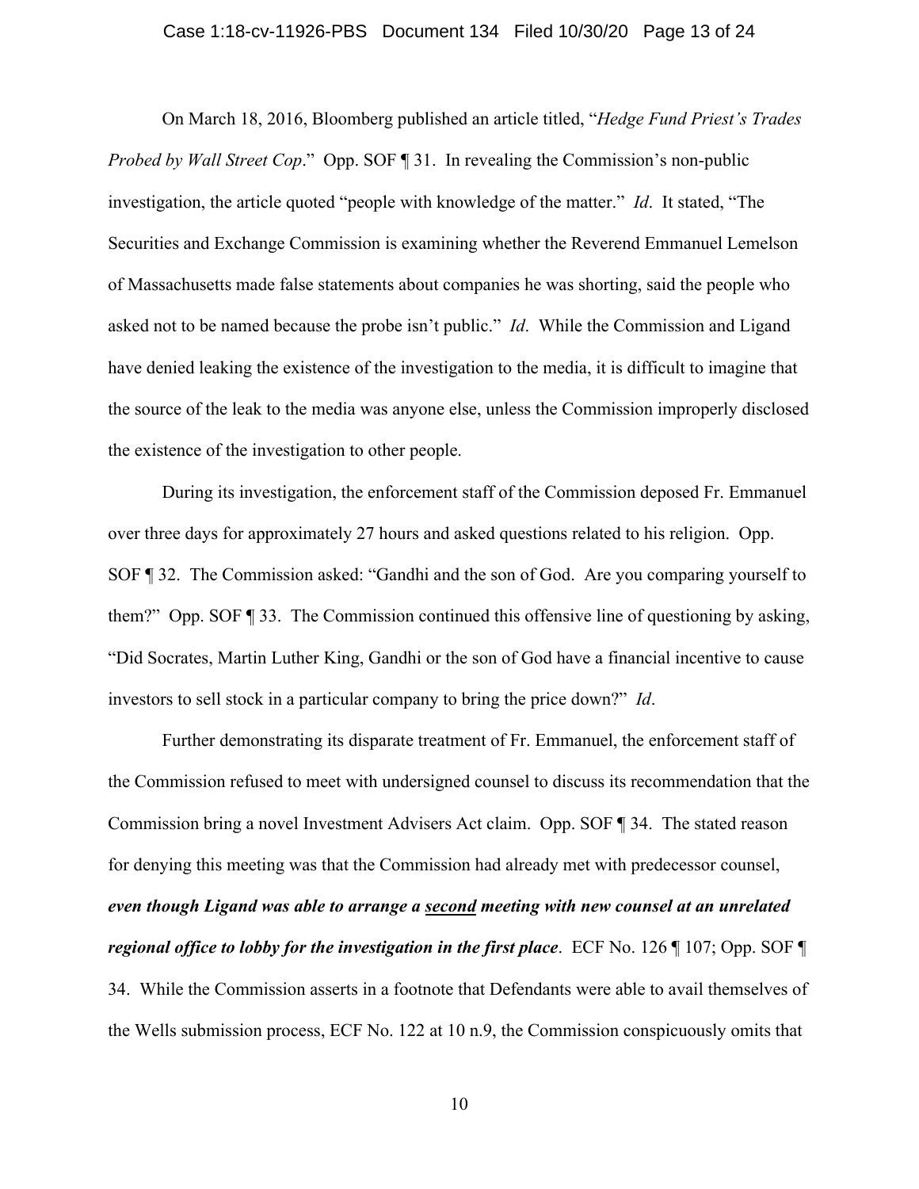On March 18, 2016, Bloomberg published an article titled, "*Hedge Fund Priest's Trades Probed by Wall Street Cop*." Opp. SOF ¶ 31. In revealing the Commission's non-public investigation, the article quoted "people with knowledge of the matter." *Id*. It stated, "The Securities and Exchange Commission is examining whether the Reverend Emmanuel Lemelson of Massachusetts made false statements about companies he was shorting, said the people who asked not to be named because the probe isn't public." *Id*. While the Commission and Ligand have denied leaking the existence of the investigation to the media, it is difficult to imagine that the source of the leak to the media was anyone else, unless the Commission improperly disclosed the existence of the investigation to other people.

During its investigation, the enforcement staff of the Commission deposed Fr. Emmanuel over three days for approximately 27 hours and asked questions related to his religion. Opp. SOF ¶ 32. The Commission asked: "Gandhi and the son of God. Are you comparing yourself to them?" Opp. SOF ¶ 33. The Commission continued this offensive line of questioning by asking, "Did Socrates, Martin Luther King, Gandhi or the son of God have a financial incentive to cause investors to sell stock in a particular company to bring the price down?" *Id*.

Further demonstrating its disparate treatment of Fr. Emmanuel, the enforcement staff of the Commission refused to meet with undersigned counsel to discuss its recommendation that the Commission bring a novel Investment Advisers Act claim. Opp. SOF ¶ 34. The stated reason for denying this meeting was that the Commission had already met with predecessor counsel, ***even though Ligand was able to arrange a <u>second</u> meeting with new counsel at an unrelated regional office to lobby for the investigation in the first place***. ECF No. 126 ¶ 107; Opp. SOF ¶ 34. While the Commission asserts in a footnote that Defendants were able to avail themselves of the Wells submission process, ECF No. 122 at 10 n.9, the Commission conspicuously omits that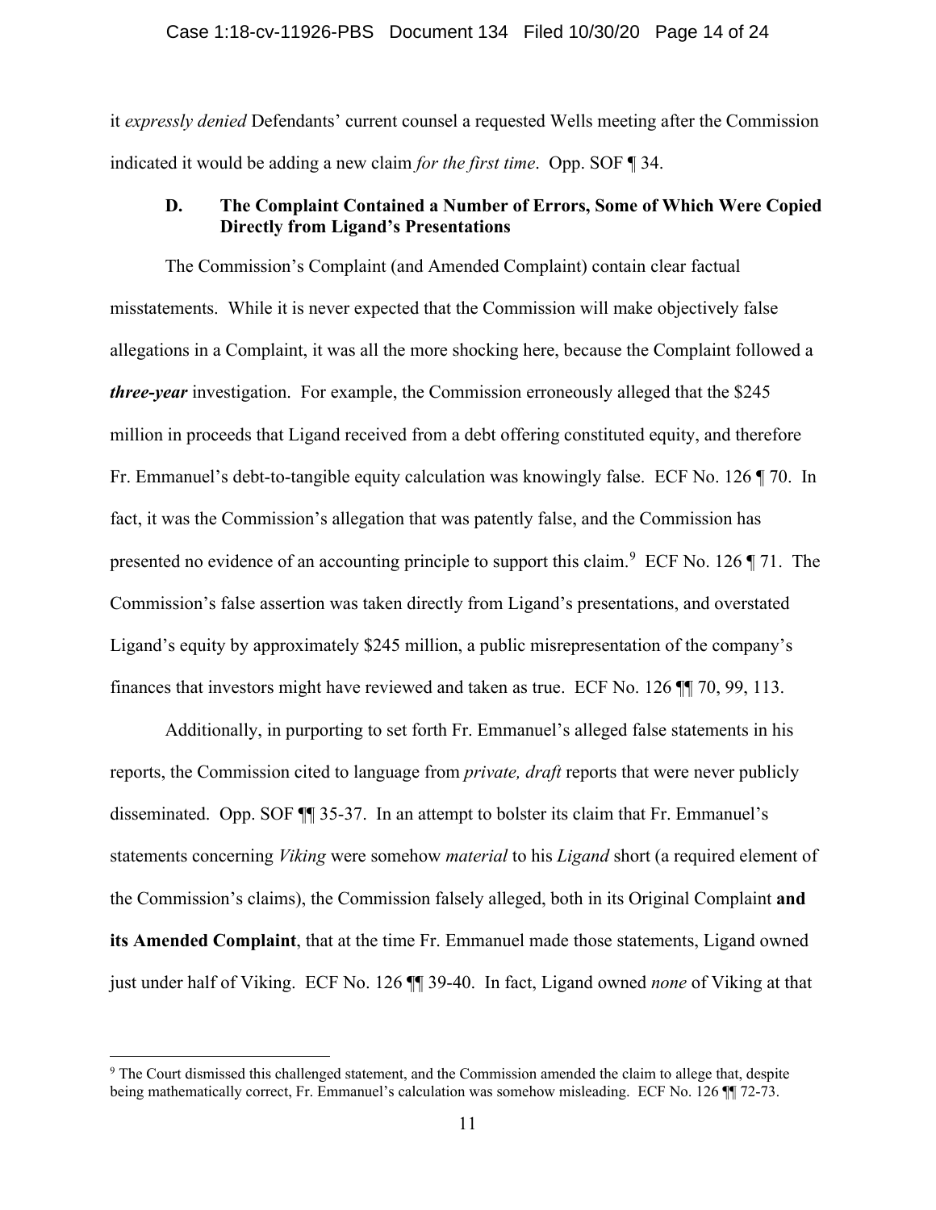it *expressly denied* Defendants' current counsel a requested Wells meeting after the Commission indicated it would be adding a new claim *for the first time*. Opp. SOF ¶ 34.

### D. The Complaint Contained a Number of Errors, Some of Which Were Copied Directly from Ligand's Presentations

The Commission's Complaint (and Amended Complaint) contain clear factual misstatements. While it is never expected that the Commission will make objectively false allegations in a Complaint, it was all the more shocking here, because the Complaint followed a ***three-year*** investigation. For example, the Commission erroneously alleged that the $245 million in proceeds that Ligand received from a debt offering constituted equity, and therefore Fr. Emmanuel's debt-to-tangible equity calculation was knowingly false. ECF No. 126 ¶ 70. In fact, it was the Commission's allegation that was patently false, and the Commission has presented no evidence of an accounting principle to support this claim.[9] ECF No. 126 ¶ 71. The Commission's false assertion was taken directly from Ligand's presentations, and overstated Ligand's equity by approximately $245 million, a public misrepresentation of the company's finances that investors might have reviewed and taken as true. ECF No. 126 ¶¶ 70, 99, 113.

Additionally, in purporting to set forth Fr. Emmanuel's alleged false statements in his reports, the Commission cited to language from *private, draft* reports that were never publicly disseminated. Opp. SOF ¶¶ 35-37. In an attempt to bolster its claim that Fr. Emmanuel's statements concerning *Viking* were somehow *material* to his *Ligand* short (a required element of the Commission's claims), the Commission falsely alleged, both in its Original Complaint **and its Amended Complaint**, that at the time Fr. Emmanuel made those statements, Ligand owned just under half of Viking. ECF No. 126 ¶¶ 39-40. In fact, Ligand owned *none* of Viking at that

[9] The Court dismissed this challenged statement, and the Commission amended the claim to allege that, despite being mathematically correct, Fr. Emmanuel's calculation was somehow misleading. ECF No. 126 ¶¶ 72-73.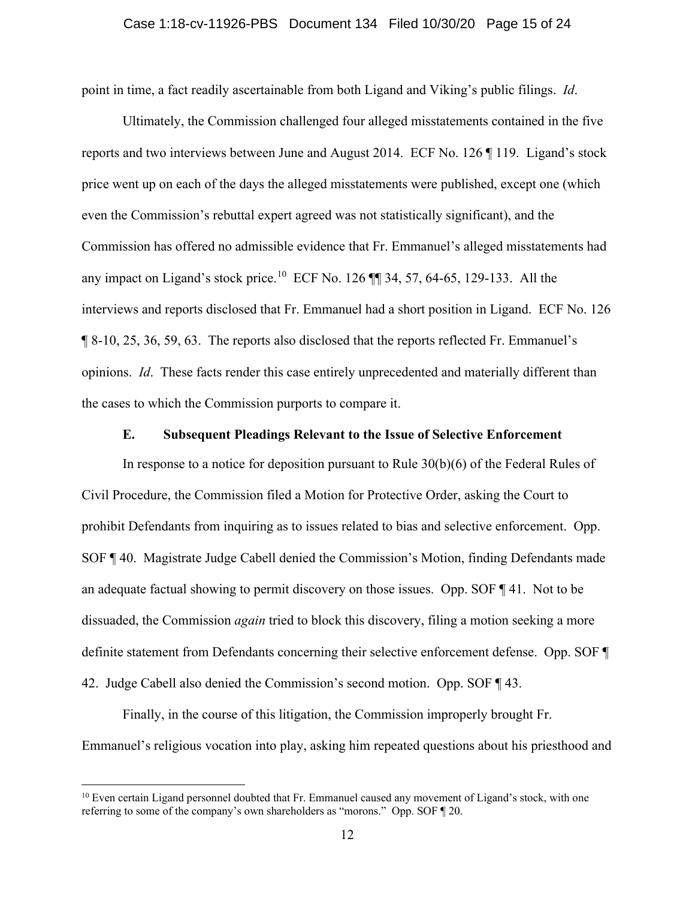point in time, a fact readily ascertainable from both Ligand and Viking's public filings. *Id*.

Ultimately, the Commission challenged four alleged misstatements contained in the five reports and two interviews between June and August 2014. ECF No. 126 ¶ 119. Ligand's stock price went up on each of the days the alleged misstatements were published, except one (which even the Commission's rebuttal expert agreed was not statistically significant), and the Commission has offered no admissible evidence that Fr. Emmanuel's alleged misstatements had any impact on Ligand's stock price.[10] ECF No. 126 ¶¶ 34, 57, 64-65, 129-133. All the interviews and reports disclosed that Fr. Emmanuel had a short position in Ligand. ECF No. 126 ¶ 8-10, 25, 36, 59, 63. The reports also disclosed that the reports reflected Fr. Emmanuel's opinions. *Id*. These facts render this case entirely unprecedented and materially different than the cases to which the Commission purports to compare it.

### E. Subsequent Pleadings Relevant to the Issue of Selective Enforcement

In response to a notice for deposition pursuant to Rule 30(b)(6) of the Federal Rules of Civil Procedure, the Commission filed a Motion for Protective Order, asking the Court to prohibit Defendants from inquiring as to issues related to bias and selective enforcement. Opp. SOF ¶ 40. Magistrate Judge Cabell denied the Commission's Motion, finding Defendants made an adequate factual showing to permit discovery on those issues. Opp. SOF ¶ 41. Not to be dissuaded, the Commission *again* tried to block this discovery, filing a motion seeking a more definite statement from Defendants concerning their selective enforcement defense. Opp. SOF ¶ 42. Judge Cabell also denied the Commission's second motion. Opp. SOF ¶ 43.

Finally, in the course of this litigation, the Commission improperly brought Fr. Emmanuel's religious vocation into play, asking him repeated questions about his priesthood and

[10] Even certain Ligand personnel doubted that Fr. Emmanuel caused any movement of Ligand's stock, with one referring to some of the company's own shareholders as "morons." Opp. SOF ¶ 20.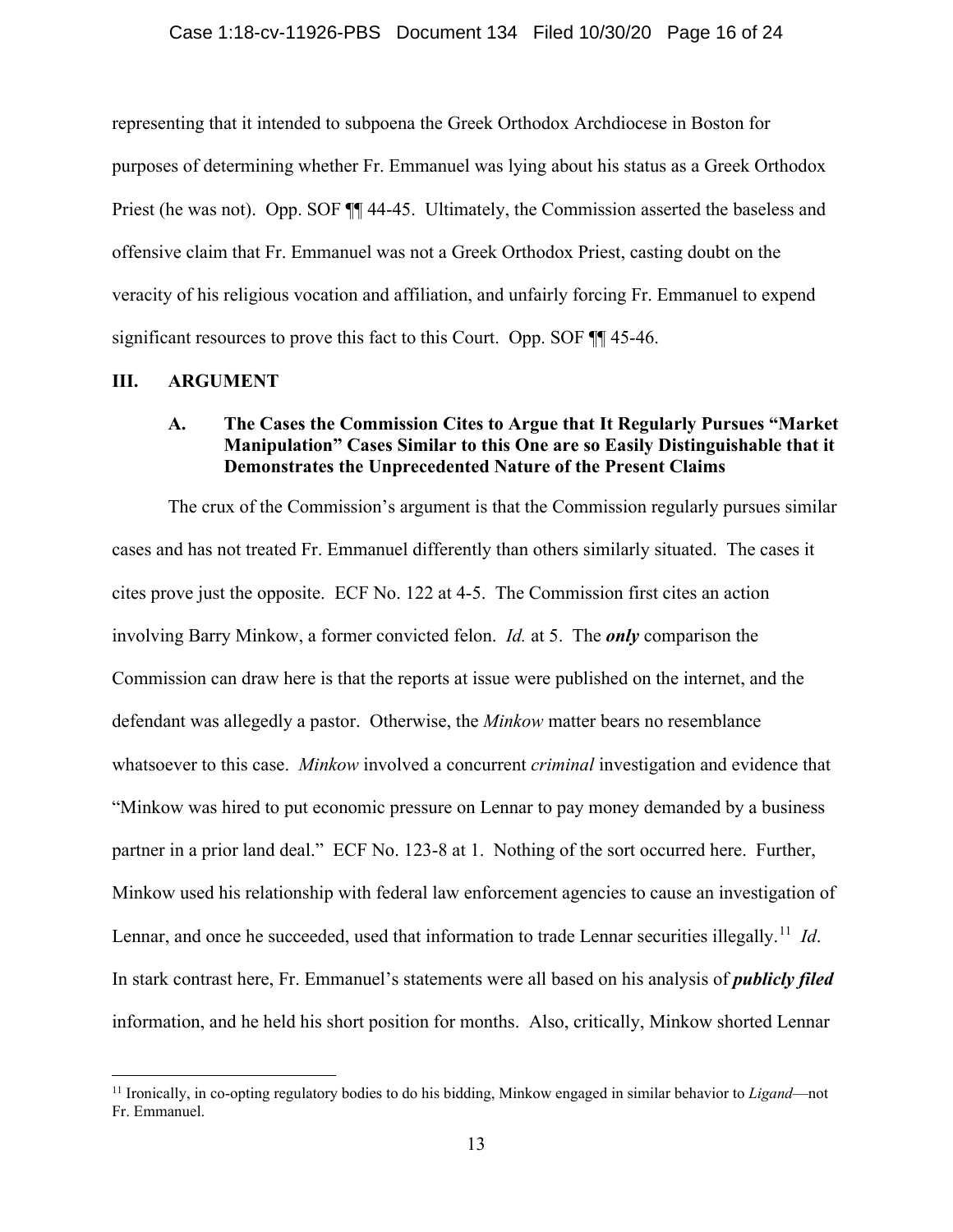representing that it intended to subpoena the Greek Orthodox Archdiocese in Boston for purposes of determining whether Fr. Emmanuel was lying about his status as a Greek Orthodox Priest (he was not). Opp. SOF ¶¶ 44-45. Ultimately, the Commission asserted the baseless and offensive claim that Fr. Emmanuel was not a Greek Orthodox Priest, casting doubt on the veracity of his religious vocation and affiliation, and unfairly forcing Fr. Emmanuel to expend significant resources to prove this fact to this Court. Opp. SOF ¶¶ 45-46.

## III. ARGUMENT

### A. The Cases the Commission Cites to Argue that It Regularly Pursues "Market Manipulation" Cases Similar to this One are so Easily Distinguishable that it Demonstrates the Unprecedented Nature of the Present Claims

The crux of the Commission's argument is that the Commission regularly pursues similar cases and has not treated Fr. Emmanuel differently than others similarly situated. The cases it cites prove just the opposite. ECF No. 122 at 4-5. The Commission first cites an action involving Barry Minkow, a former convicted felon. *Id.* at 5. The ***only*** comparison the Commission can draw here is that the reports at issue were published on the internet, and the defendant was allegedly a pastor. Otherwise, the *Minkow* matter bears no resemblance whatsoever to this case. *Minkow* involved a concurrent *criminal* investigation and evidence that "Minkow was hired to put economic pressure on Lennar to pay money demanded by a business partner in a prior land deal." ECF No. 123-8 at 1. Nothing of the sort occurred here. Further, Minkow used his relationship with federal law enforcement agencies to cause an investigation of Lennar, and once he succeeded, used that information to trade Lennar securities illegally.[11] *Id*. In stark contrast here, Fr. Emmanuel's statements were all based on his analysis of ***publicly filed*** information, and he held his short position for months. Also, critically, Minkow shorted Lennar

[11] Ironically, in co-opting regulatory bodies to do his bidding, Minkow engaged in similar behavior to *Ligand*—not Fr. Emmanuel.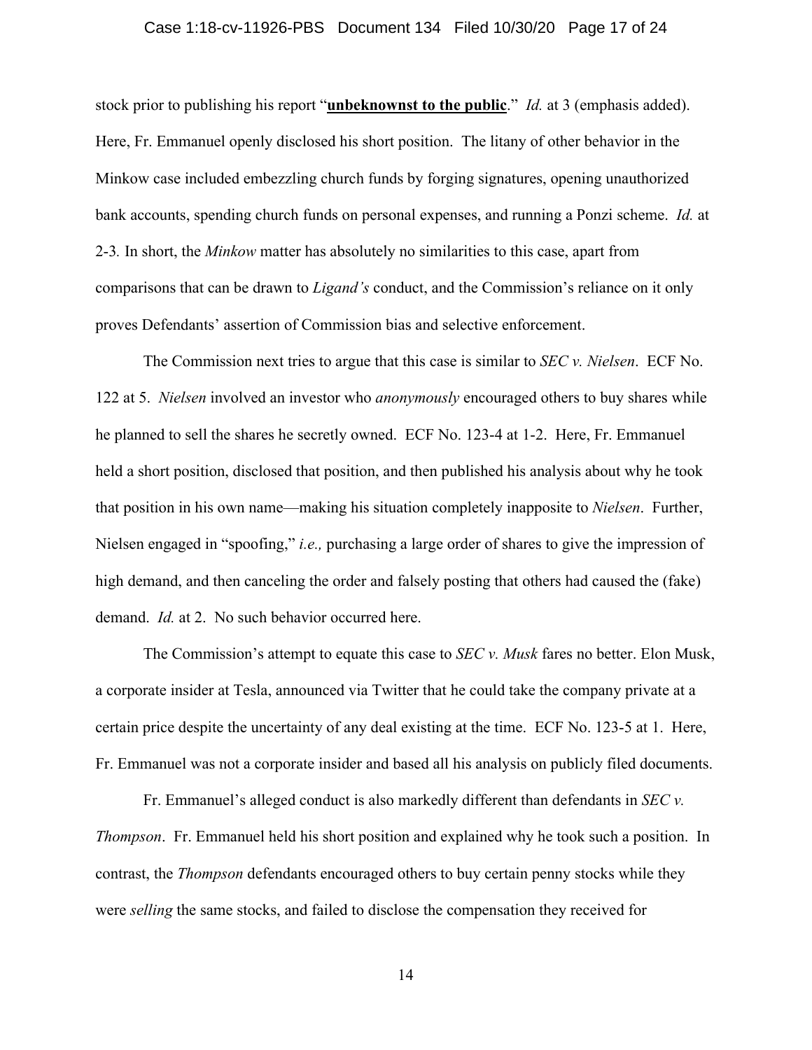stock prior to publishing his report "**unbeknownst to the public**." *Id.* at 3 (emphasis added). Here, Fr. Emmanuel openly disclosed his short position. The litany of other behavior in the Minkow case included embezzling church funds by forging signatures, opening unauthorized bank accounts, spending church funds on personal expenses, and running a Ponzi scheme. *Id.* at 2-3. In short, the *Minkow* matter has absolutely no similarities to this case, apart from comparisons that can be drawn to *Ligand's* conduct, and the Commission's reliance on it only proves Defendants' assertion of Commission bias and selective enforcement.

The Commission next tries to argue that this case is similar to *SEC v. Nielsen*. ECF No. 122 at 5. *Nielsen* involved an investor who *anonymously* encouraged others to buy shares while he planned to sell the shares he secretly owned. ECF No. 123-4 at 1-2. Here, Fr. Emmanuel held a short position, disclosed that position, and then published his analysis about why he took that position in his own name—making his situation completely inapposite to *Nielsen*. Further, Nielsen engaged in "spoofing," *i.e.,* purchasing a large order of shares to give the impression of high demand, and then canceling the order and falsely posting that others had caused the (fake) demand. *Id.* at 2. No such behavior occurred here.

The Commission's attempt to equate this case to *SEC v. Musk* fares no better. Elon Musk, a corporate insider at Tesla, announced via Twitter that he could take the company private at a certain price despite the uncertainty of any deal existing at the time. ECF No. 123-5 at 1. Here, Fr. Emmanuel was not a corporate insider and based all his analysis on publicly filed documents.

Fr. Emmanuel's alleged conduct is also markedly different than defendants in *SEC v. Thompson*. Fr. Emmanuel held his short position and explained why he took such a position. In contrast, the *Thompson* defendants encouraged others to buy certain penny stocks while they were *selling* the same stocks, and failed to disclose the compensation they received for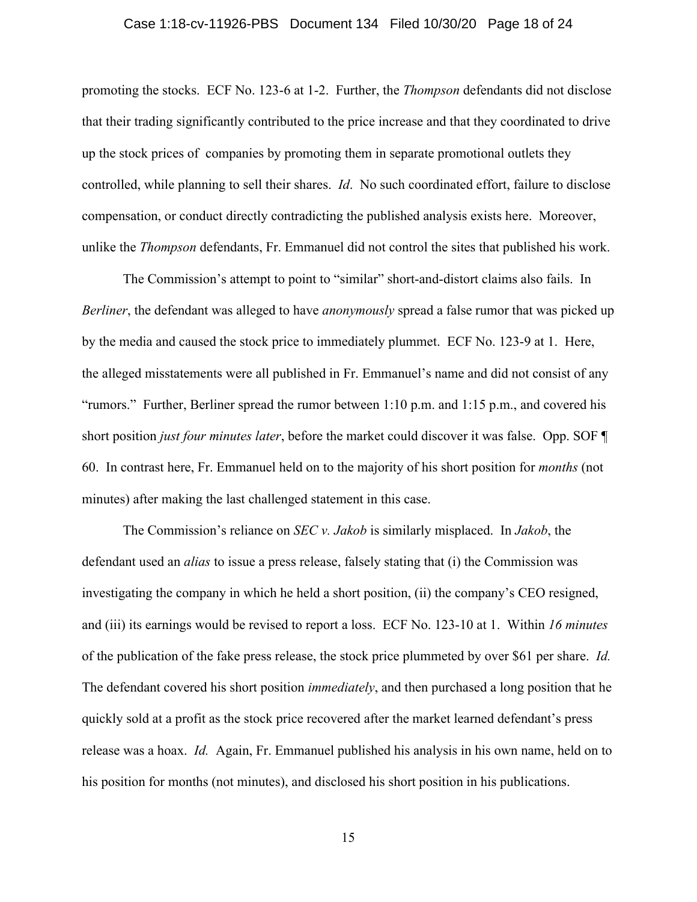promoting the stocks. ECF No. 123-6 at 1-2. Further, the *Thompson* defendants did not disclose that their trading significantly contributed to the price increase and that they coordinated to drive up the stock prices of companies by promoting them in separate promotional outlets they controlled, while planning to sell their shares. *Id*. No such coordinated effort, failure to disclose compensation, or conduct directly contradicting the published analysis exists here. Moreover, unlike the *Thompson* defendants, Fr. Emmanuel did not control the sites that published his work.

The Commission's attempt to point to "similar" short-and-distort claims also fails. In *Berliner*, the defendant was alleged to have *anonymously* spread a false rumor that was picked up by the media and caused the stock price to immediately plummet. ECF No. 123-9 at 1. Here, the alleged misstatements were all published in Fr. Emmanuel's name and did not consist of any "rumors." Further, Berliner spread the rumor between 1:10 p.m. and 1:15 p.m., and covered his short position *just four minutes later*, before the market could discover it was false. Opp. SOF ¶ 60. In contrast here, Fr. Emmanuel held on to the majority of his short position for *months* (not minutes) after making the last challenged statement in this case.

The Commission's reliance on *SEC v. Jakob* is similarly misplaced. In *Jakob*, the defendant used an *alias* to issue a press release, falsely stating that (i) the Commission was investigating the company in which he held a short position, (ii) the company's CEO resigned, and (iii) its earnings would be revised to report a loss. ECF No. 123-10 at 1. Within *16 minutes* of the publication of the fake press release, the stock price plummeted by over $61 per share. *Id.* The defendant covered his short position *immediately*, and then purchased a long position that he quickly sold at a profit as the stock price recovered after the market learned defendant's press release was a hoax. *Id.* Again, Fr. Emmanuel published his analysis in his own name, held on to his position for months (not minutes), and disclosed his short position in his publications.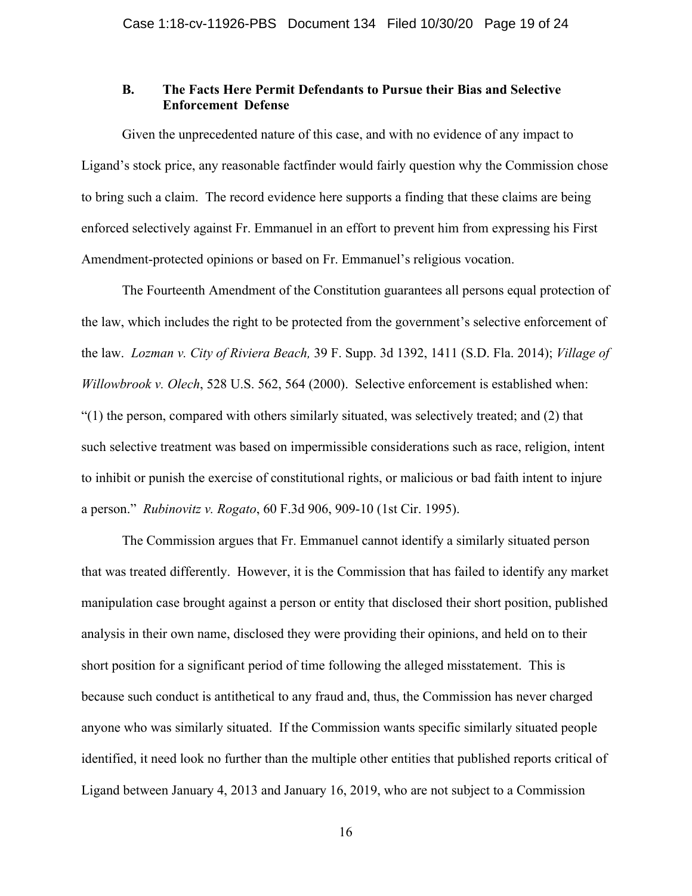### B. The Facts Here Permit Defendants to Pursue their Bias and Selective Enforcement Defense

Given the unprecedented nature of this case, and with no evidence of any impact to Ligand's stock price, any reasonable factfinder would fairly question why the Commission chose to bring such a claim. The record evidence here supports a finding that these claims are being enforced selectively against Fr. Emmanuel in an effort to prevent him from expressing his First Amendment-protected opinions or based on Fr. Emmanuel's religious vocation.

The Fourteenth Amendment of the Constitution guarantees all persons equal protection of the law, which includes the right to be protected from the government's selective enforcement of the law. *Lozman v. City of Riviera Beach,* 39 F. Supp. 3d 1392, 1411 (S.D. Fla. 2014); *Village of Willowbrook v. Olech*, 528 U.S. 562, 564 (2000). Selective enforcement is established when: "(1) the person, compared with others similarly situated, was selectively treated; and (2) that such selective treatment was based on impermissible considerations such as race, religion, intent to inhibit or punish the exercise of constitutional rights, or malicious or bad faith intent to injure a person." *Rubinovitz v. Rogato*, 60 F.3d 906, 909-10 (1st Cir. 1995).

The Commission argues that Fr. Emmanuel cannot identify a similarly situated person that was treated differently. However, it is the Commission that has failed to identify any market manipulation case brought against a person or entity that disclosed their short position, published analysis in their own name, disclosed they were providing their opinions, and held on to their short position for a significant period of time following the alleged misstatement. This is because such conduct is antithetical to any fraud and, thus, the Commission has never charged anyone who was similarly situated. If the Commission wants specific similarly situated people identified, it need look no further than the multiple other entities that published reports critical of Ligand between January 4, 2013 and January 16, 2019, who are not subject to a Commission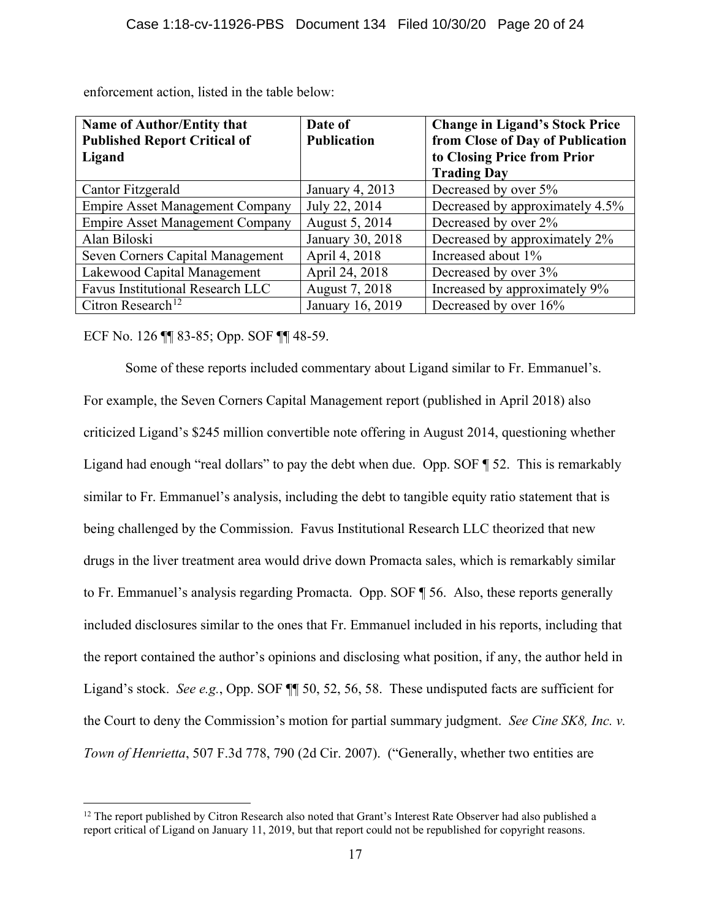enforcement action, listed in the table below:

| Name of Author/Entity that Published Report Critical of Ligand | Date of Publication | Change in Ligand's Stock Price from Close of Day of Publication to Closing Price from Prior Trading Day |
|---|---|---|
| Cantor Fitzgerald | January 4, 2013 | Decreased by over 5% |
| Empire Asset Management Company | July 22, 2014 | Decreased by approximately 4.5% |
| Empire Asset Management Company | August 5, 2014 | Decreased by over 2% |
| Alan Biloski | January 30, 2018 | Decreased by approximately 2% |
| Seven Corners Capital Management | April 4, 2018 | Increased about 1% |
| Lakewood Capital Management | April 24, 2018 | Decreased by over 3% |
| Favus Institutional Research LLC | August 7, 2018 | Increased by approximately 9% |
| Citron Research[12] | January 16, 2019 | Decreased by over 16% |

ECF No. 126 ¶¶ 83-85; Opp. SOF ¶¶ 48-59.

Some of these reports included commentary about Ligand similar to Fr. Emmanuel's. For example, the Seven Corners Capital Management report (published in April 2018) also criticized Ligand's $245 million convertible note offering in August 2014, questioning whether Ligand had enough "real dollars" to pay the debt when due. Opp. SOF ¶ 52. This is remarkably similar to Fr. Emmanuel's analysis, including the debt to tangible equity ratio statement that is being challenged by the Commission. Favus Institutional Research LLC theorized that new drugs in the liver treatment area would drive down Promacta sales, which is remarkably similar to Fr. Emmanuel's analysis regarding Promacta. Opp. SOF ¶ 56. Also, these reports generally included disclosures similar to the ones that Fr. Emmanuel included in his reports, including that the report contained the author's opinions and disclosing what position, if any, the author held in Ligand's stock. *See e.g.*, Opp. SOF ¶¶ 50, 52, 56, 58. These undisputed facts are sufficient for the Court to deny the Commission's motion for partial summary judgment. *See Cine SK8, Inc. v. Town of Henrietta*, 507 F.3d 778, 790 (2d Cir. 2007). ("Generally, whether two entities are

[12] The report published by Citron Research also noted that Grant's Interest Rate Observer had also published a report critical of Ligand on January 11, 2019, but that report could not be republished for copyright reasons.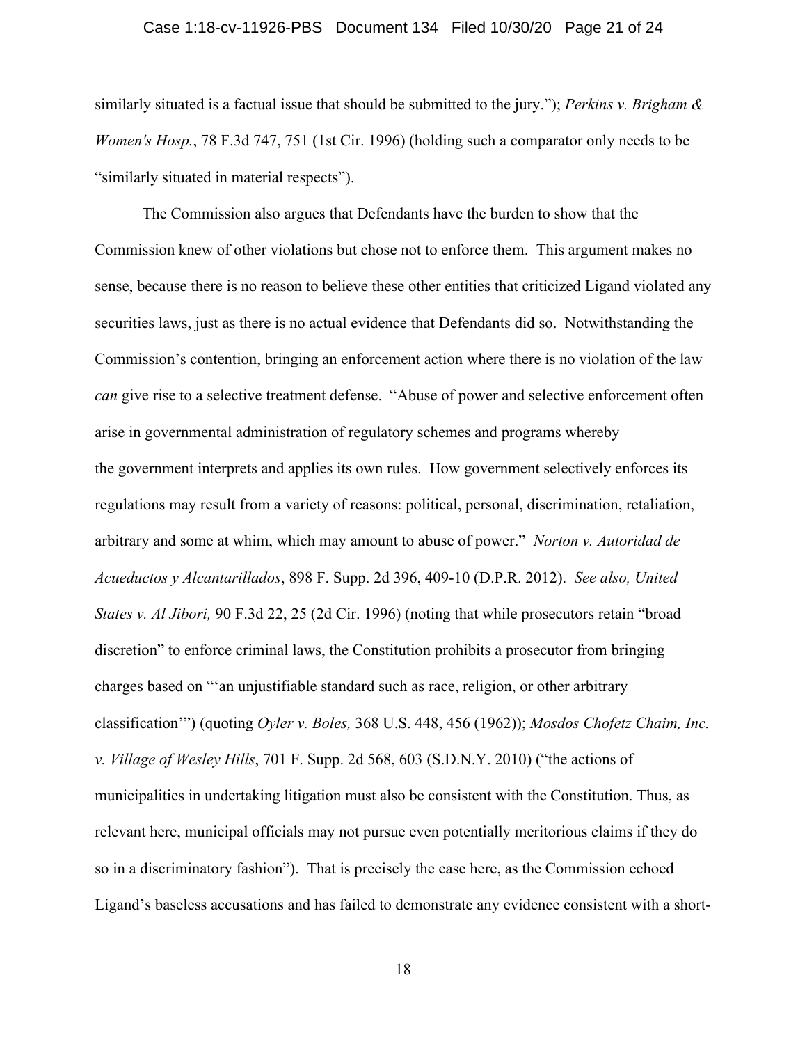similarly situated is a factual issue that should be submitted to the jury."); *Perkins v. Brigham & Women's Hosp.*, 78 F.3d 747, 751 (1st Cir. 1996) (holding such a comparator only needs to be "similarly situated in material respects").

The Commission also argues that Defendants have the burden to show that the Commission knew of other violations but chose not to enforce them. This argument makes no sense, because there is no reason to believe these other entities that criticized Ligand violated any securities laws, just as there is no actual evidence that Defendants did so. Notwithstanding the Commission's contention, bringing an enforcement action where there is no violation of the law *can* give rise to a selective treatment defense. "Abuse of power and selective enforcement often arise in governmental administration of regulatory schemes and programs whereby the government interprets and applies its own rules. How government selectively enforces its regulations may result from a variety of reasons: political, personal, discrimination, retaliation, arbitrary and some at whim, which may amount to abuse of power." *Norton v. Autoridad de Acueductos y Alcantarillados*, 898 F. Supp. 2d 396, 409-10 (D.P.R. 2012). *See also, United States v. Al Jibori,* 90 F.3d 22, 25 (2d Cir. 1996) (noting that while prosecutors retain "broad discretion" to enforce criminal laws, the Constitution prohibits a prosecutor from bringing charges based on "'an unjustifiable standard such as race, religion, or other arbitrary classification'") (quoting *Oyler v. Boles,* 368 U.S. 448, 456 (1962)); *Mosdos Chofetz Chaim, Inc. v. Village of Wesley Hills*, 701 F. Supp. 2d 568, 603 (S.D.N.Y. 2010) ("the actions of municipalities in undertaking litigation must also be consistent with the Constitution. Thus, as relevant here, municipal officials may not pursue even potentially meritorious claims if they do so in a discriminatory fashion"). That is precisely the case here, as the Commission echoed Ligand's baseless accusations and has failed to demonstrate any evidence consistent with a short-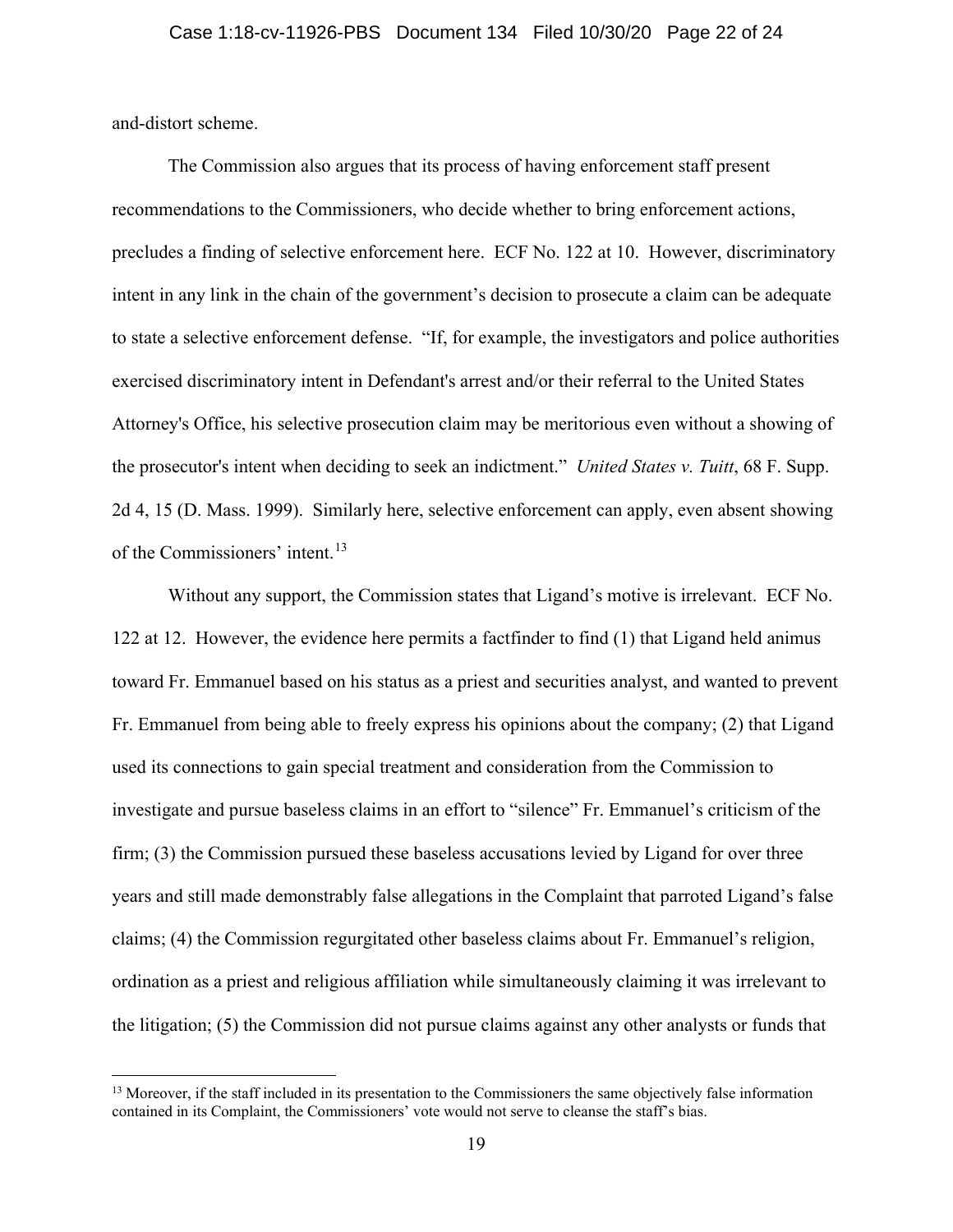and-distort scheme.

The Commission also argues that its process of having enforcement staff present recommendations to the Commissioners, who decide whether to bring enforcement actions, precludes a finding of selective enforcement here. ECF No. 122 at 10. However, discriminatory intent in any link in the chain of the government's decision to prosecute a claim can be adequate to state a selective enforcement defense. "If, for example, the investigators and police authorities exercised discriminatory intent in Defendant's arrest and/or their referral to the United States Attorney's Office, his selective prosecution claim may be meritorious even without a showing of the prosecutor's intent when deciding to seek an indictment." *United States v. Tuitt*, 68 F. Supp. 2d 4, 15 (D. Mass. 1999). Similarly here, selective enforcement can apply, even absent showing of the Commissioners' intent.[13]

Without any support, the Commission states that Ligand's motive is irrelevant. ECF No. 122 at 12. However, the evidence here permits a factfinder to find (1) that Ligand held animus toward Fr. Emmanuel based on his status as a priest and securities analyst, and wanted to prevent Fr. Emmanuel from being able to freely express his opinions about the company; (2) that Ligand used its connections to gain special treatment and consideration from the Commission to investigate and pursue baseless claims in an effort to "silence" Fr. Emmanuel's criticism of the firm; (3) the Commission pursued these baseless accusations levied by Ligand for over three years and still made demonstrably false allegations in the Complaint that parroted Ligand's false claims; (4) the Commission regurgitated other baseless claims about Fr. Emmanuel's religion, ordination as a priest and religious affiliation while simultaneously claiming it was irrelevant to the litigation; (5) the Commission did not pursue claims against any other analysts or funds that

[13] Moreover, if the staff included in its presentation to the Commissioners the same objectively false information contained in its Complaint, the Commissioners' vote would not serve to cleanse the staff's bias.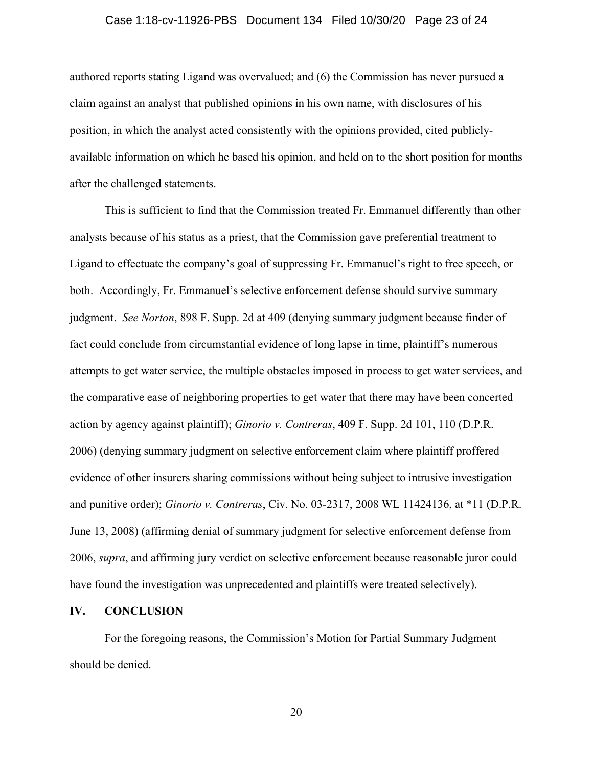authored reports stating Ligand was overvalued; and (6) the Commission has never pursued a claim against an analyst that published opinions in his own name, with disclosures of his position, in which the analyst acted consistently with the opinions provided, cited publicly-available information on which he based his opinion, and held on to the short position for months after the challenged statements.

This is sufficient to find that the Commission treated Fr. Emmanuel differently than other analysts because of his status as a priest, that the Commission gave preferential treatment to Ligand to effectuate the company's goal of suppressing Fr. Emmanuel's right to free speech, or both. Accordingly, Fr. Emmanuel's selective enforcement defense should survive summary judgment. *See Norton*, 898 F. Supp. 2d at 409 (denying summary judgment because finder of fact could conclude from circumstantial evidence of long lapse in time, plaintiff's numerous attempts to get water service, the multiple obstacles imposed in process to get water services, and the comparative ease of neighboring properties to get water that there may have been concerted action by agency against plaintiff); *Ginorio v. Contreras*, 409 F. Supp. 2d 101, 110 (D.P.R. 2006) (denying summary judgment on selective enforcement claim where plaintiff proffered evidence of other insurers sharing commissions without being subject to intrusive investigation and punitive order); *Ginorio v. Contreras*, Civ. No. 03-2317, 2008 WL 11424136, at *11 (D.P.R. June 13, 2008) (affirming denial of summary judgment for selective enforcement defense from 2006, *supra*, and affirming jury verdict on selective enforcement because reasonable juror could have found the investigation was unprecedented and plaintiffs were treated selectively).

## IV. CONCLUSION

For the foregoing reasons, the Commission's Motion for Partial Summary Judgment should be denied.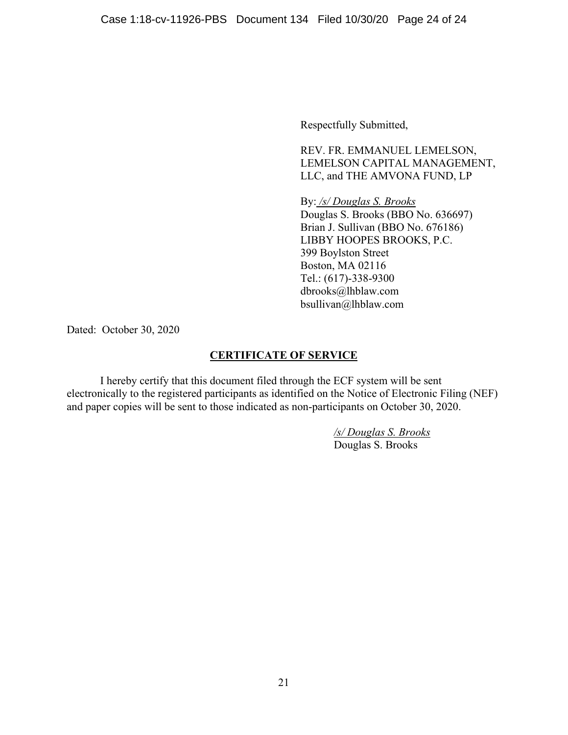Respectfully Submitted,

REV. FR. EMMANUEL LEMELSON, LEMELSON CAPITAL MANAGEMENT, LLC, and THE AMVONA FUND, LP

By: */s/ Douglas S. Brooks*
Douglas S. Brooks (BBO No. 636697)
Brian J. Sullivan (BBO No. 676186)
LIBBY HOOPES BROOKS, P.C.
399 Boylston Street
Boston, MA 02116
Tel.: (617)-338-9300
dbrooks@lhblaw.com
bsullivan@lhblaw.com

Dated: October 30, 2020

## CERTIFICATE OF SERVICE

I hereby certify that this document filed through the ECF system will be sent electronically to the registered participants as identified on the Notice of Electronic Filing (NEF) and paper copies will be sent to those indicated as non-participants on October 30, 2020.

*/s/ Douglas S. Brooks*
Douglas S. Brooks